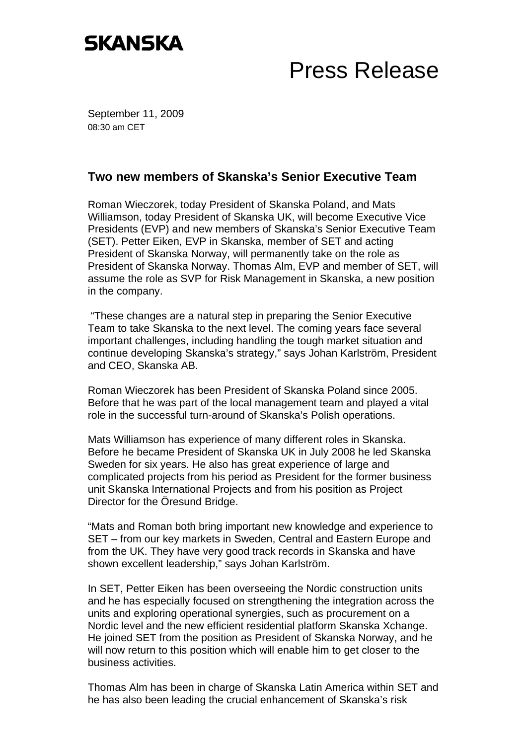SKANSKA

# Press Release

September 11, 2009
08:30 am CET

## Two new members of Skanska's Senior Executive Team

Roman Wieczorek, today President of Skanska Poland, and Mats Williamson, today President of Skanska UK, will become Executive Vice Presidents (EVP) and new members of Skanska's Senior Executive Team (SET). Petter Eiken, EVP in Skanska, member of SET and acting President of Skanska Norway, will permanently take on the role as President of Skanska Norway. Thomas Alm, EVP and member of SET, will assume the role as SVP for Risk Management in Skanska, a new position in the company.

"These changes are a natural step in preparing the Senior Executive Team to take Skanska to the next level. The coming years face several important challenges, including handling the tough market situation and continue developing Skanska's strategy," says Johan Karlström, President and CEO, Skanska AB.

Roman Wieczorek has been President of Skanska Poland since 2005. Before that he was part of the local management team and played a vital role in the successful turn-around of Skanska's Polish operations.

Mats Williamson has experience of many different roles in Skanska. Before he became President of Skanska UK in July 2008 he led Skanska Sweden for six years. He also has great experience of large and complicated projects from his period as President for the former business unit Skanska International Projects and from his position as Project Director for the Öresund Bridge.

"Mats and Roman both bring important new knowledge and experience to SET – from our key markets in Sweden, Central and Eastern Europe and from the UK. They have very good track records in Skanska and have shown excellent leadership," says Johan Karlström.

In SET, Petter Eiken has been overseeing the Nordic construction units and he has especially focused on strengthening the integration across the units and exploring operational synergies, such as procurement on a Nordic level and the new efficient residential platform Skanska Xchange. He joined SET from the position as President of Skanska Norway, and he will now return to this position which will enable him to get closer to the business activities.

Thomas Alm has been in charge of Skanska Latin America within SET and he has also been leading the crucial enhancement of Skanska's risk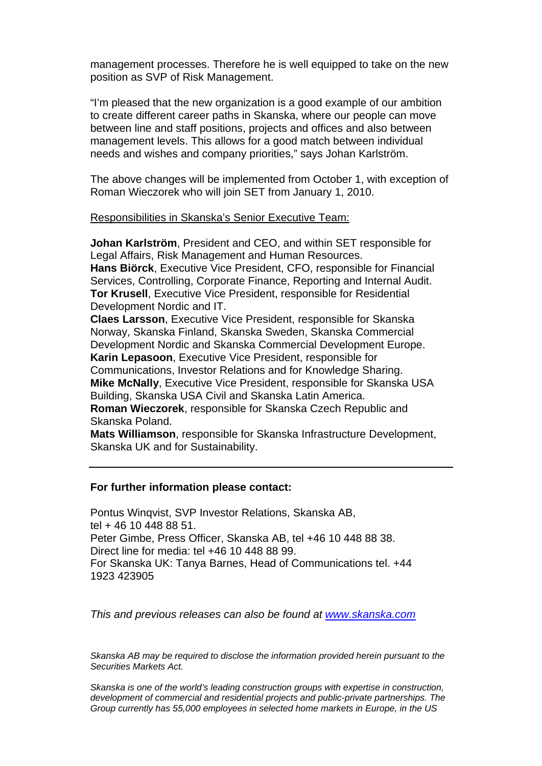management processes. Therefore he is well equipped to take on the new position as SVP of Risk Management.

"I'm pleased that the new organization is a good example of our ambition to create different career paths in Skanska, where our people can move between line and staff positions, projects and offices and also between management levels. This allows for a good match between individual needs and wishes and company priorities," says Johan Karlström.

The above changes will be implemented from October 1, with exception of Roman Wieczorek who will join SET from January 1, 2010.

Responsibilities in Skanska's Senior Executive Team:

**Johan Karlström**, President and CEO, and within SET responsible for Legal Affairs, Risk Management and Human Resources.
**Hans Biörck**, Executive Vice President, CFO, responsible for Financial Services, Controlling, Corporate Finance, Reporting and Internal Audit.
**Tor Krusell**, Executive Vice President, responsible for Residential Development Nordic and IT.
**Claes Larsson**, Executive Vice President, responsible for Skanska Norway, Skanska Finland, Skanska Sweden, Skanska Commercial Development Nordic and Skanska Commercial Development Europe.
**Karin Lepasoon**, Executive Vice President, responsible for Communications, Investor Relations and for Knowledge Sharing.
**Mike McNally**, Executive Vice President, responsible for Skanska USA Building, Skanska USA Civil and Skanska Latin America.
**Roman Wieczorek**, responsible for Skanska Czech Republic and Skanska Poland.
**Mats Williamson**, responsible for Skanska Infrastructure Development, Skanska UK and for Sustainability.

---

**For further information please contact:**

Pontus Winqvist, SVP Investor Relations, Skanska AB, tel + 46 10 448 88 51.
Peter Gimbe, Press Officer, Skanska AB, tel +46 10 448 88 38.
Direct line for media: tel +46 10 448 88 99.
For Skanska UK: Tanya Barnes, Head of Communications tel. +44 1923 423905

*This and previous releases can also be found at www.skanska.com*

*Skanska AB may be required to disclose the information provided herein pursuant to the Securities Markets Act.*

*Skanska is one of the world's leading construction groups with expertise in construction, development of commercial and residential projects and public-private partnerships. The Group currently has 55,000 employees in selected home markets in Europe, in the US*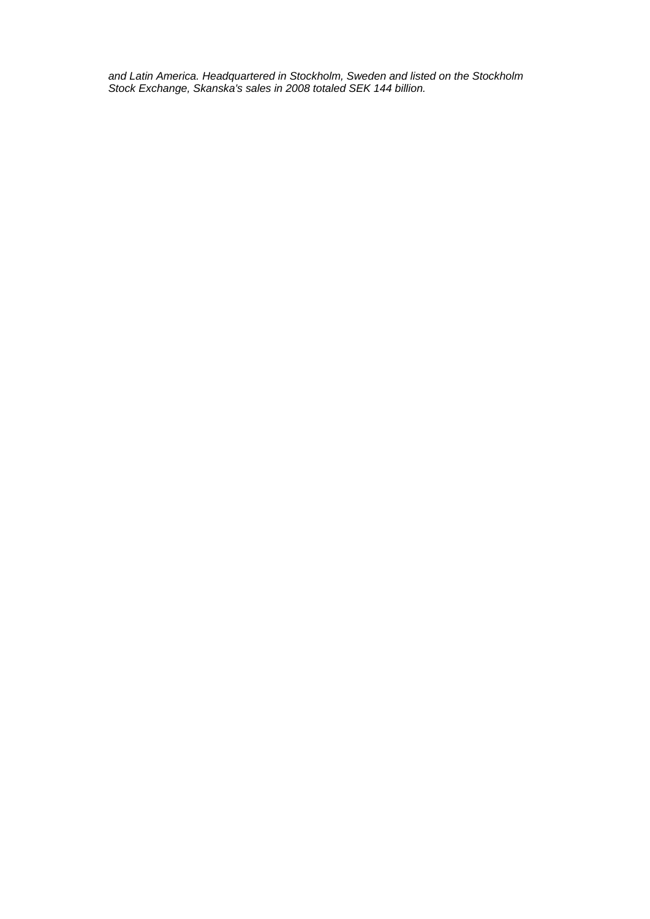*and Latin America. Headquartered in Stockholm, Sweden and listed on the Stockholm Stock Exchange, Skanska's sales in 2008 totaled SEK 144 billion.*